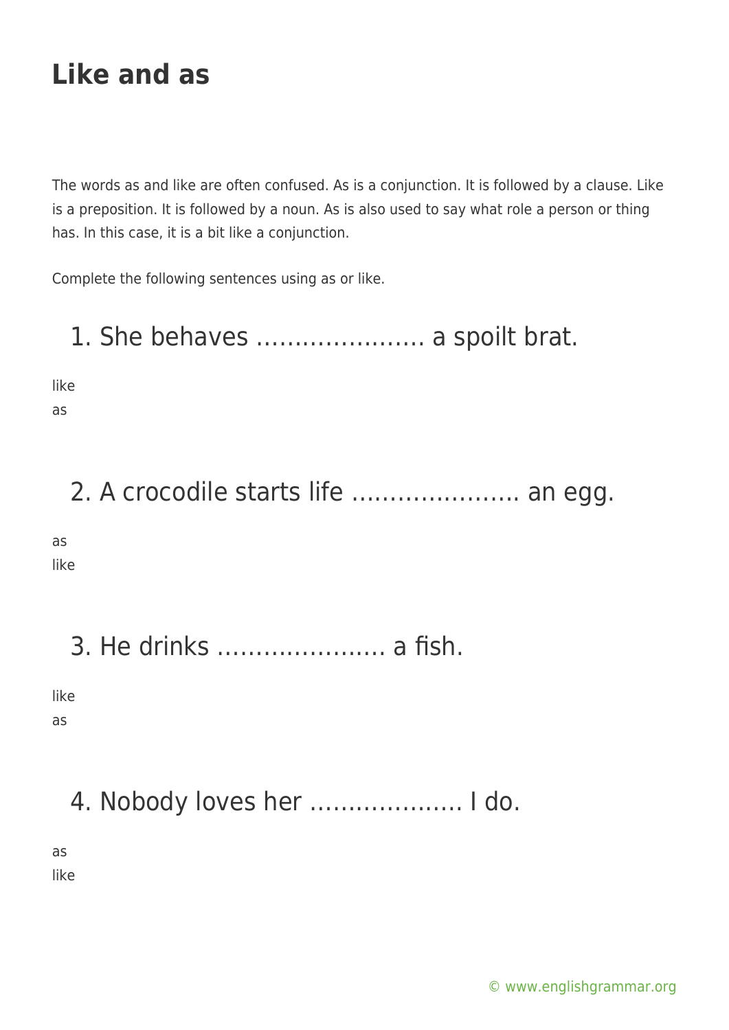# Like and as

The words as and like are often confused. As is a conjunction. It is followed by a clause. Like is a preposition. It is followed by a noun. As is also used to say what role a person or thing has. In this case, it is a bit like a conjunction.

Complete the following sentences using as or like.

## 1. She behaves …………………. a spoilt brat.

like
as

## 2. A crocodile starts life …………………. an egg.

as
like

## 3. He drinks …………………. a fish.

like
as

## 4. Nobody loves her ……………….. I do.

as
like

© www.englishgrammar.org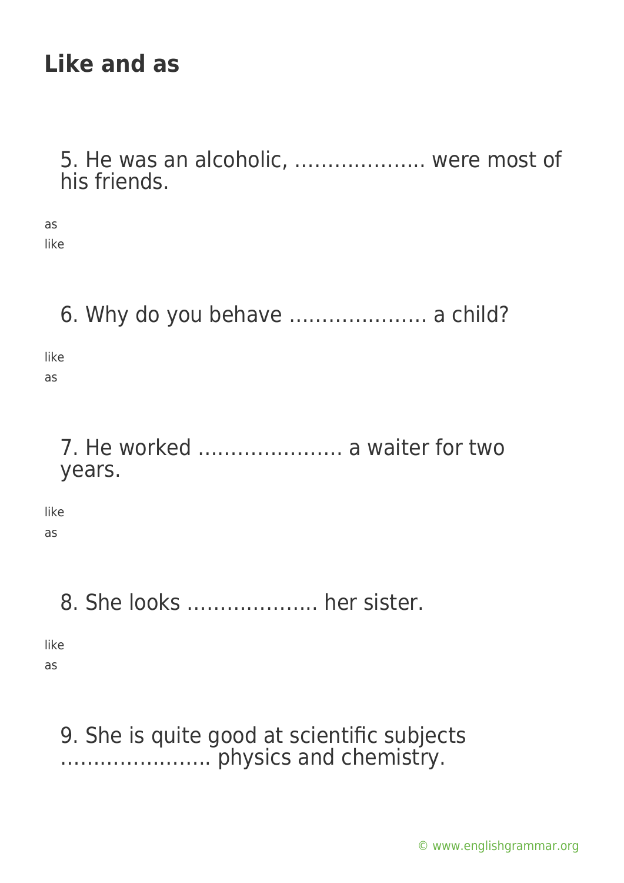## Like and as

5. He was an alcoholic, ……………….. were most of his friends.

as
like

6. Why do you behave ………………… a child?

like
as

7. He worked …………………. a waiter for two years.

like
as

8. She looks ……………….. her sister.

like
as

9. She is quite good at scientific subjects ………………….. physics and chemistry.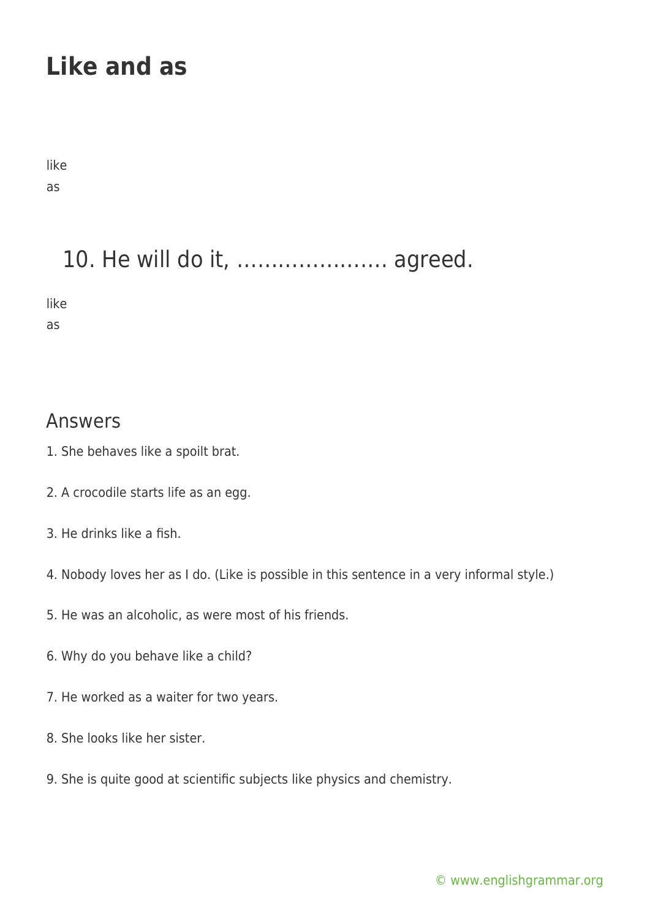# Like and as

like
as

## 10. He will do it, …………………. agreed.

like
as

## Answers

1. She behaves like a spoilt brat.

2. A crocodile starts life as an egg.

3. He drinks like a fish.

4. Nobody loves her as I do. (Like is possible in this sentence in a very informal style.)

5. He was an alcoholic, as were most of his friends.

6. Why do you behave like a child?

7. He worked as a waiter for two years.

8. She looks like her sister.

9. She is quite good at scientific subjects like physics and chemistry.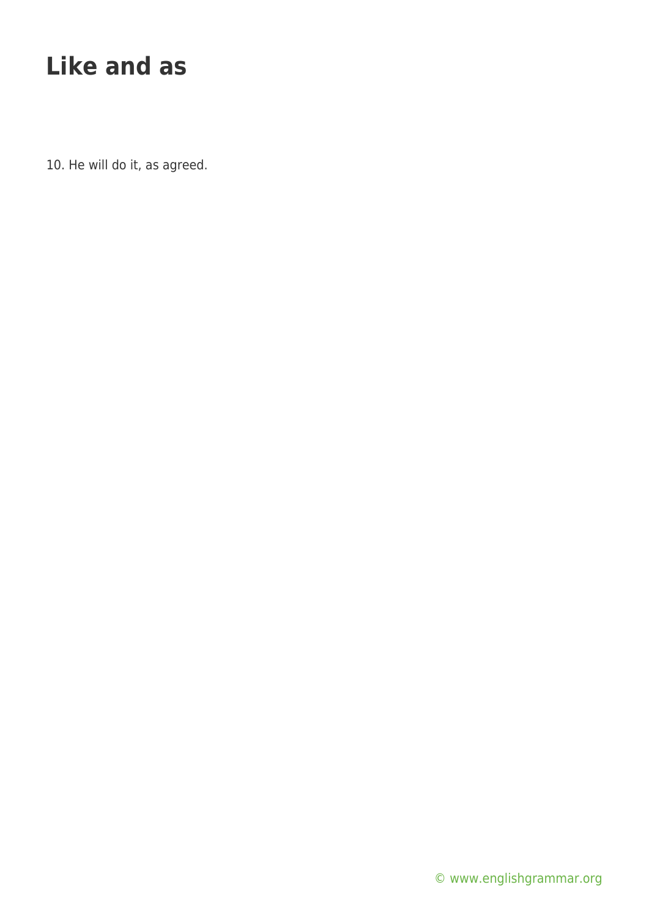# Like and as

10. He will do it, as agreed.